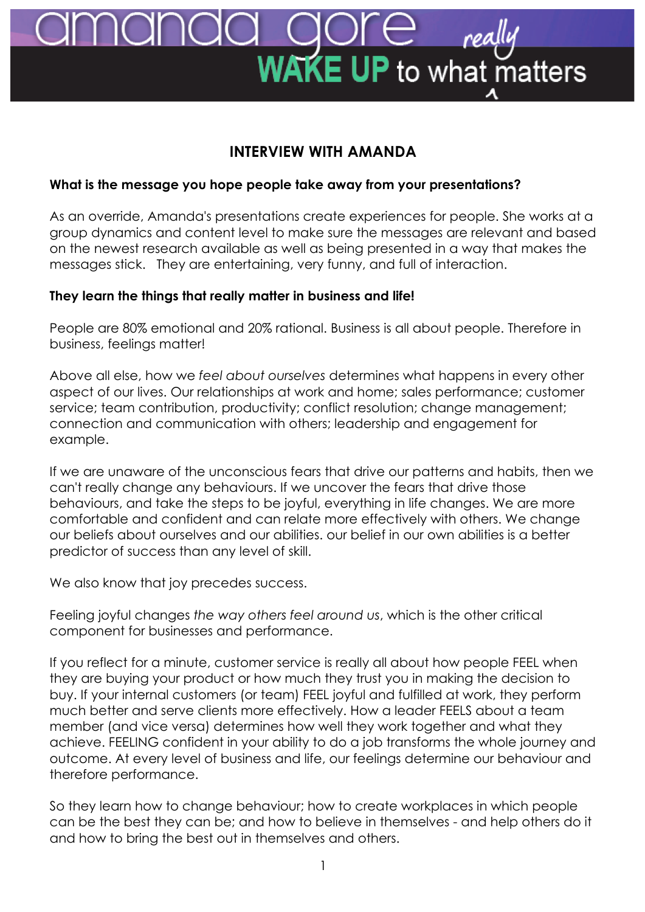# amanda gore

**WAKE UP** to what *really* matters

## INTERVIEW WITH AMANDA

**What is the message you hope people take away from your presentations?**

As an override, Amanda's presentations create experiences for people. She works at a group dynamics and content level to make sure the messages are relevant and based on the newest research available as well as being presented in a way that makes the messages stick. They are entertaining, very funny, and full of interaction.

**They learn the things that really matter in business and life!**

People are 80% emotional and 20% rational. Business is all about people. Therefore in business, feelings matter!

Above all else, how we *feel about ourselves* determines what happens in every other aspect of our lives. Our relationships at work and home; sales performance; customer service; team contribution, productivity; conflict resolution; change management; connection and communication with others; leadership and engagement for example.

If we are unaware of the unconscious fears that drive our patterns and habits, then we can't really change any behaviours. If we uncover the fears that drive those behaviours, and take the steps to be joyful, everything in life changes. We are more comfortable and confident and can relate more effectively with others. We change our beliefs about ourselves and our abilities. our belief in our own abilities is a better predictor of success than any level of skill.

We also know that joy precedes success.

Feeling joyful changes *the way others feel around us*, which is the other critical component for businesses and performance.

If you reflect for a minute, customer service is really all about how people FEEL when they are buying your product or how much they trust you in making the decision to buy. If your internal customers (or team) FEEL joyful and fulfilled at work, they perform much better and serve clients more effectively. How a leader FEELS about a team member (and vice versa) determines how well they work together and what they achieve. FEELING confident in your ability to do a job transforms the whole journey and outcome. At every level of business and life, our feelings determine our behaviour and therefore performance.

So they learn how to change behaviour; how to create workplaces in which people can be the best they can be; and how to believe in themselves - and help others do it and how to bring the best out in themselves and others.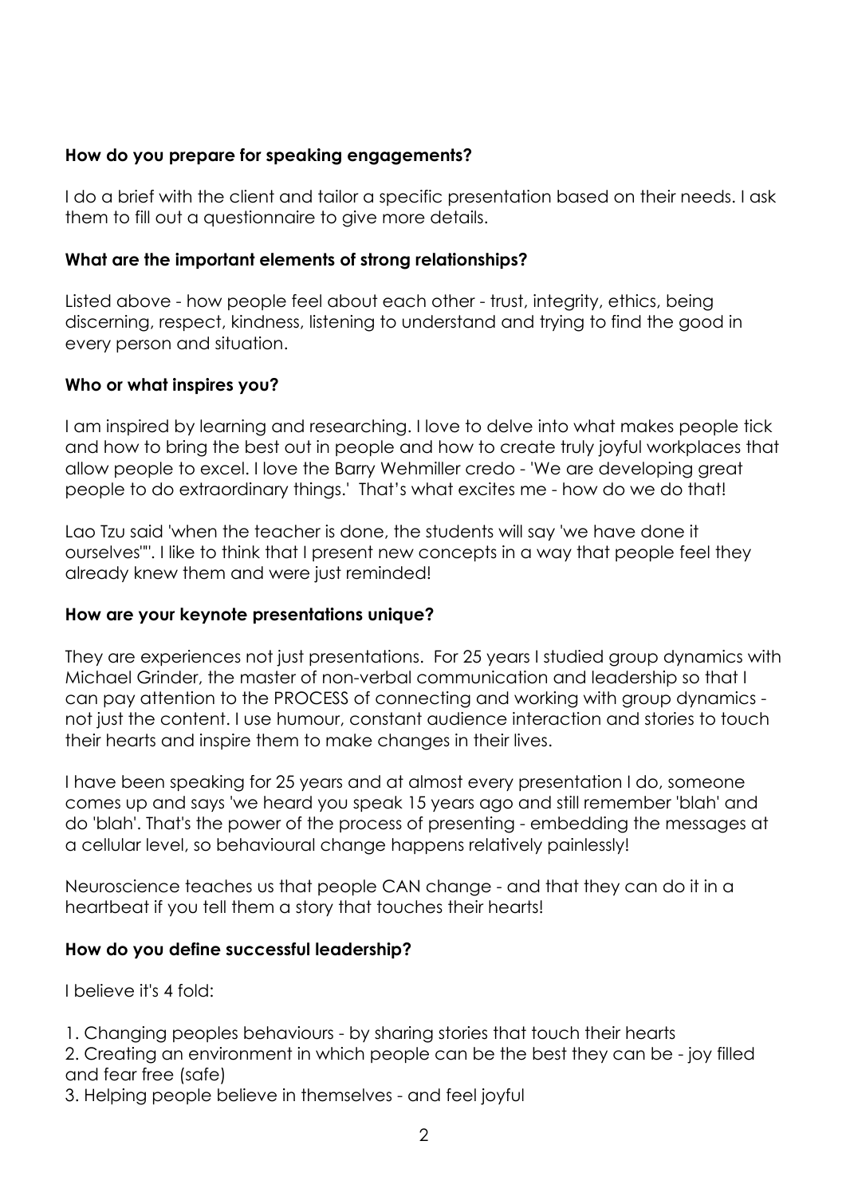**How do you prepare for speaking engagements?**

I do a brief with the client and tailor a specific presentation based on their needs. I ask them to fill out a questionnaire to give more details.

**What are the important elements of strong relationships?**

Listed above - how people feel about each other - trust, integrity, ethics, being discerning, respect, kindness, listening to understand and trying to find the good in every person and situation.

**Who or what inspires you?**

I am inspired by learning and researching. I love to delve into what makes people tick and how to bring the best out in people and how to create truly joyful workplaces that allow people to excel. I love the Barry Wehmiller credo - 'We are developing great people to do extraordinary things.' That's what excites me - how do we do that!

Lao Tzu said 'when the teacher is done, the students will say 'we have done it ourselves''". I like to think that I present new concepts in a way that people feel they already knew them and were just reminded!

**How are your keynote presentations unique?**

They are experiences not just presentations. For 25 years I studied group dynamics with Michael Grinder, the master of non-verbal communication and leadership so that I can pay attention to the PROCESS of connecting and working with group dynamics - not just the content. I use humour, constant audience interaction and stories to touch their hearts and inspire them to make changes in their lives.

I have been speaking for 25 years and at almost every presentation I do, someone comes up and says 'we heard you speak 15 years ago and still remember 'blah' and do 'blah'. That's the power of the process of presenting - embedding the messages at a cellular level, so behavioural change happens relatively painlessly!

Neuroscience teaches us that people CAN change - and that they can do it in a heartbeat if you tell them a story that touches their hearts!

**How do you define successful leadership?**

I believe it's 4 fold:

1. Changing peoples behaviours - by sharing stories that touch their hearts
2. Creating an environment in which people can be the best they can be - joy filled and fear free (safe)
3. Helping people believe in themselves - and feel joyful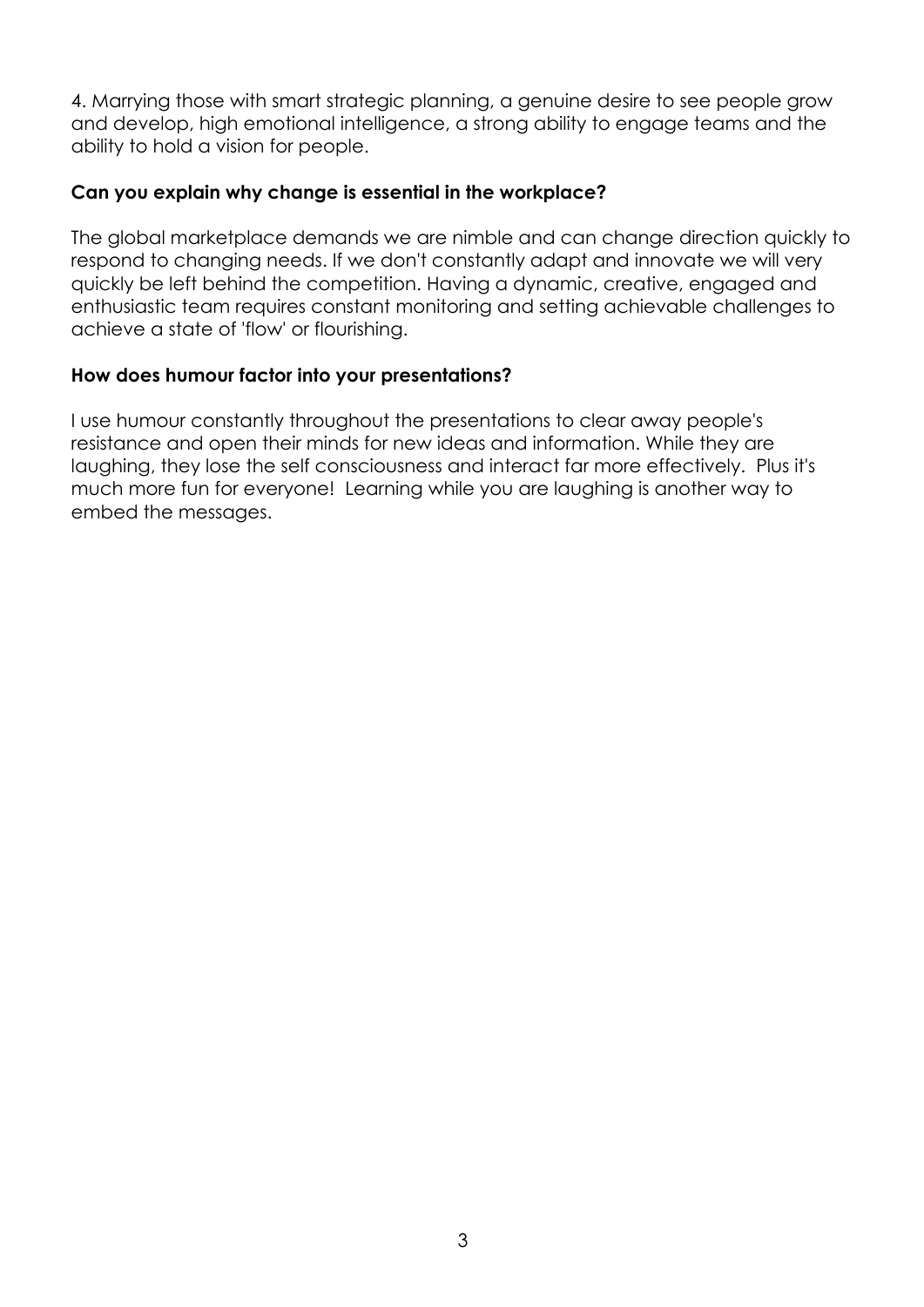4. Marrying those with smart strategic planning, a genuine desire to see people grow and develop, high emotional intelligence, a strong ability to engage teams and the ability to hold a vision for people.

**Can you explain why change is essential in the workplace?**

The global marketplace demands we are nimble and can change direction quickly to respond to changing needs. If we don't constantly adapt and innovate we will very quickly be left behind the competition. Having a dynamic, creative, engaged and enthusiastic team requires constant monitoring and setting achievable challenges to achieve a state of 'flow' or flourishing.

**How does humour factor into your presentations?**

I use humour constantly throughout the presentations to clear away people's resistance and open their minds for new ideas and information. While they are laughing, they lose the self consciousness and interact far more effectively. Plus it's much more fun for everyone! Learning while you are laughing is another way to embed the messages.